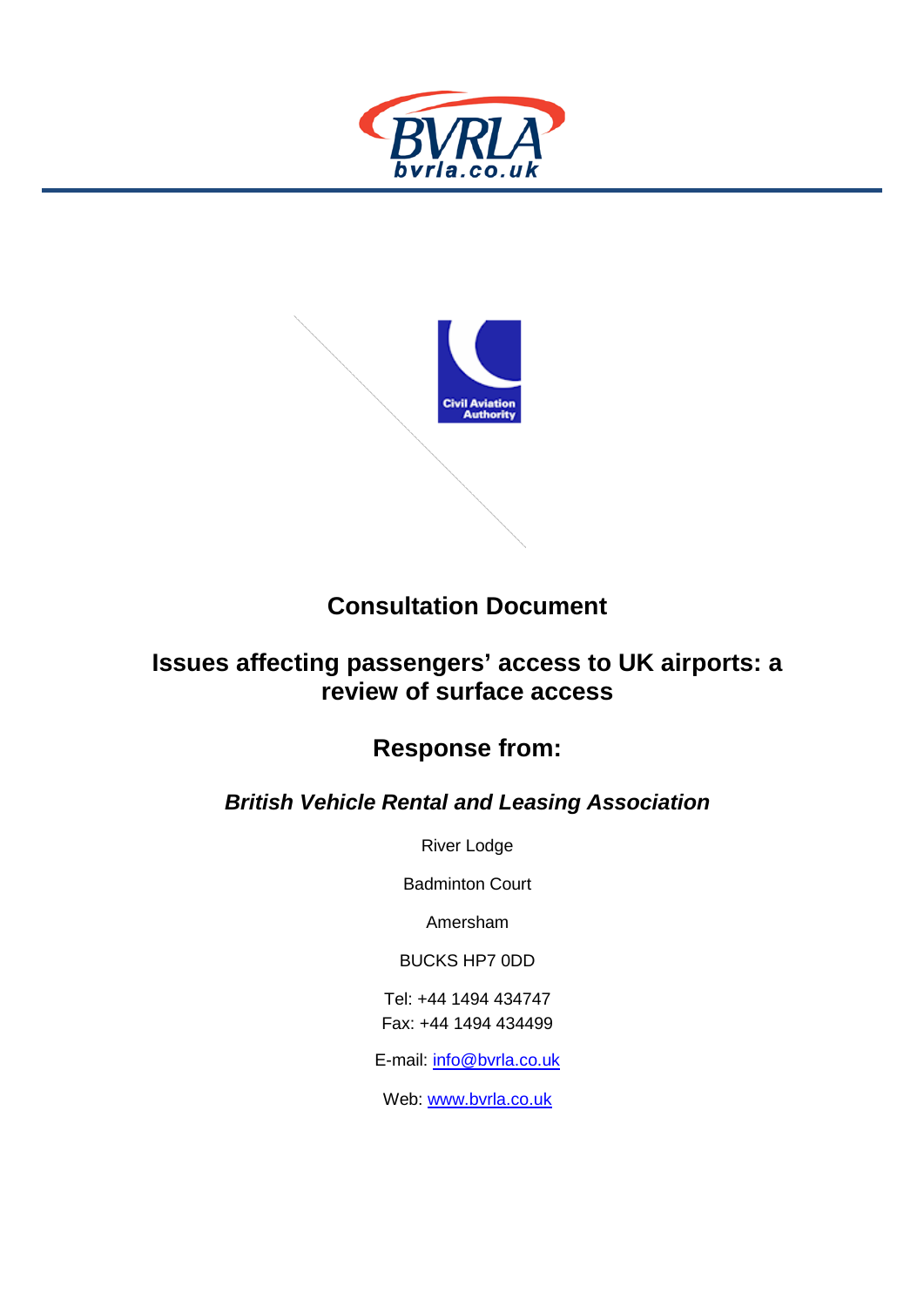# Consultation Document

## Issues affecting passengers' access to UK airports: a review of surface access

## Response from:

### *British Vehicle Rental and Leasing Association*

River Lodge

Badminton Court

Amersham

BUCKS HP7 0DD

Tel: +44 1494 434747
Fax: +44 1494 434499

E-mail: info@bvrla.co.uk

Web: www.bvrla.co.uk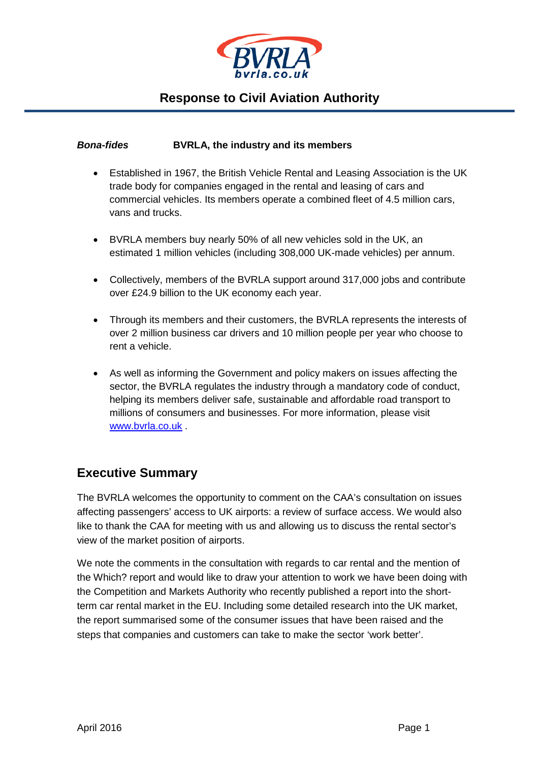# Response to Civil Aviation Authority

***Bona-fides*** **BVRLA, the industry and its members**

- Established in 1967, the British Vehicle Rental and Leasing Association is the UK trade body for companies engaged in the rental and leasing of cars and commercial vehicles. Its members operate a combined fleet of 4.5 million cars, vans and trucks.

- BVRLA members buy nearly 50% of all new vehicles sold in the UK, an estimated 1 million vehicles (including 308,000 UK-made vehicles) per annum.

- Collectively, members of the BVRLA support around 317,000 jobs and contribute over £24.9 billion to the UK economy each year.

- Through its members and their customers, the BVRLA represents the interests of over 2 million business car drivers and 10 million people per year who choose to rent a vehicle.

- As well as informing the Government and policy makers on issues affecting the sector, the BVRLA regulates the industry through a mandatory code of conduct, helping its members deliver safe, sustainable and affordable road transport to millions of consumers and businesses. For more information, please visit [www.bvrla.co.uk](http://www.bvrla.co.uk) .

## Executive Summary

The BVRLA welcomes the opportunity to comment on the CAA's consultation on issues affecting passengers' access to UK airports: a review of surface access. We would also like to thank the CAA for meeting with us and allowing us to discuss the rental sector's view of the market position of airports.

We note the comments in the consultation with regards to car rental and the mention of the Which? report and would like to draw your attention to work we have been doing with the Competition and Markets Authority who recently published a report into the short-term car rental market in the EU. Including some detailed research into the UK market, the report summarised some of the consumer issues that have been raised and the steps that companies and customers can take to make the sector 'work better'.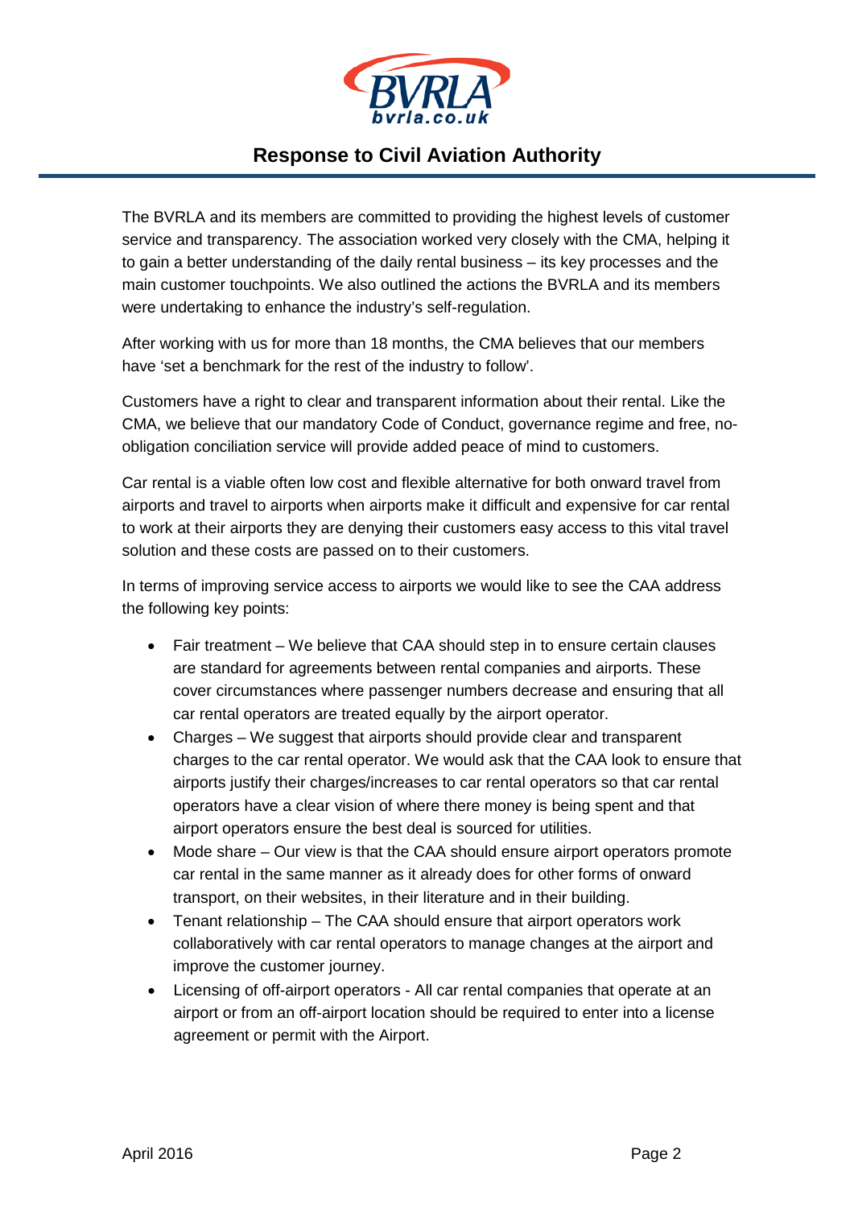The BVRLA and its members are committed to providing the highest levels of customer service and transparency. The association worked very closely with the CMA, helping it to gain a better understanding of the daily rental business – its key processes and the main customer touchpoints. We also outlined the actions the BVRLA and its members were undertaking to enhance the industry's self-regulation.

After working with us for more than 18 months, the CMA believes that our members have 'set a benchmark for the rest of the industry to follow'.

Customers have a right to clear and transparent information about their rental. Like the CMA, we believe that our mandatory Code of Conduct, governance regime and free, no-obligation conciliation service will provide added peace of mind to customers.

Car rental is a viable often low cost and flexible alternative for both onward travel from airports and travel to airports when airports make it difficult and expensive for car rental to work at their airports they are denying their customers easy access to this vital travel solution and these costs are passed on to their customers.

In terms of improving service access to airports we would like to see the CAA address the following key points:

- Fair treatment – We believe that CAA should step in to ensure certain clauses are standard for agreements between rental companies and airports. These cover circumstances where passenger numbers decrease and ensuring that all car rental operators are treated equally by the airport operator.
- Charges – We suggest that airports should provide clear and transparent charges to the car rental operator. We would ask that the CAA look to ensure that airports justify their charges/increases to car rental operators so that car rental operators have a clear vision of where there money is being spent and that airport operators ensure the best deal is sourced for utilities.
- Mode share – Our view is that the CAA should ensure airport operators promote car rental in the same manner as it already does for other forms of onward transport, on their websites, in their literature and in their building.
- Tenant relationship – The CAA should ensure that airport operators work collaboratively with car rental operators to manage changes at the airport and improve the customer journey.
- Licensing of off-airport operators - All car rental companies that operate at an airport or from an off-airport location should be required to enter into a license agreement or permit with the Airport.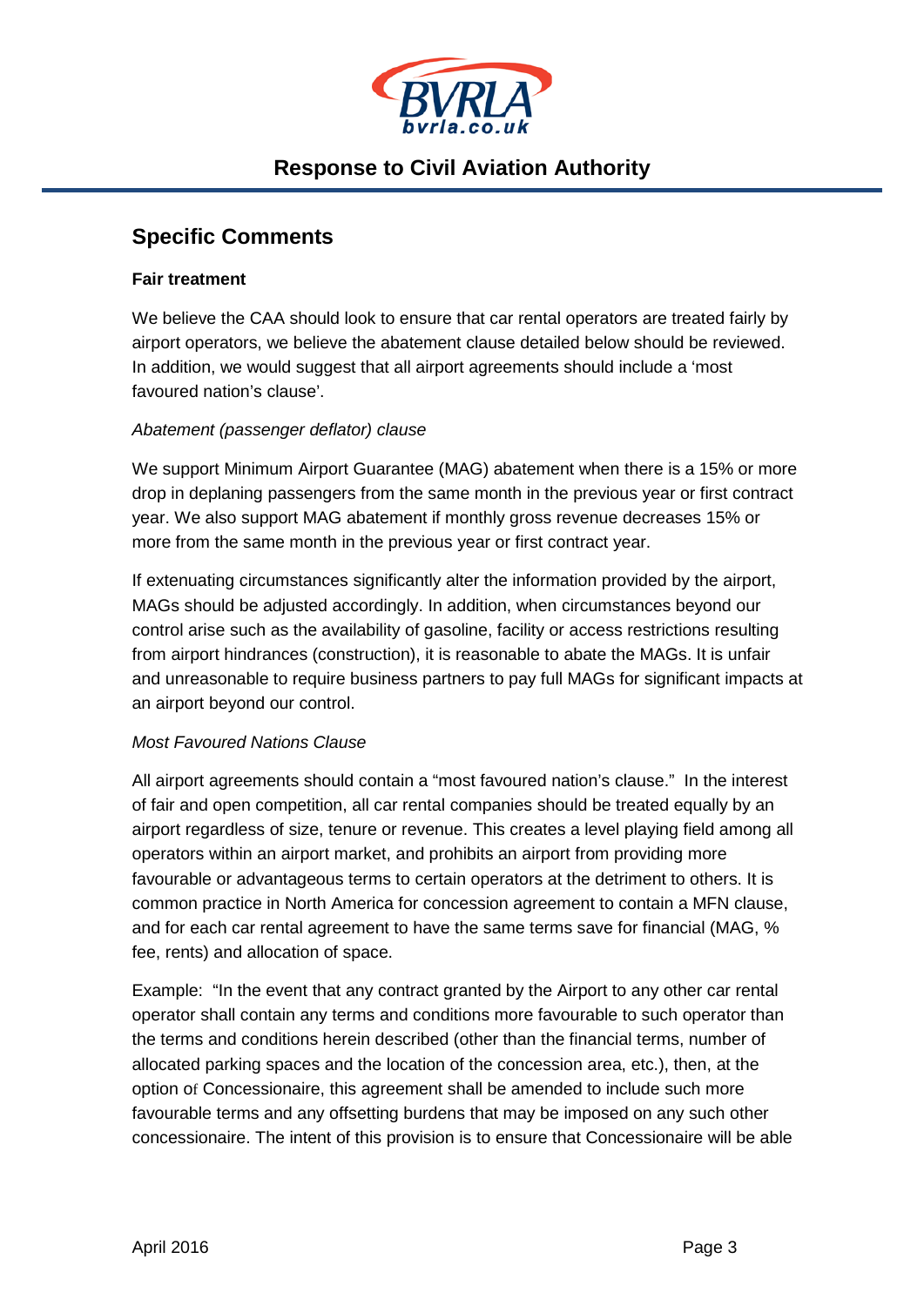## Specific Comments

**Fair treatment**

We believe the CAA should look to ensure that car rental operators are treated fairly by airport operators, we believe the abatement clause detailed below should be reviewed. In addition, we would suggest that all airport agreements should include a 'most favoured nation's clause'.

*Abatement (passenger deflator) clause*

We support Minimum Airport Guarantee (MAG) abatement when there is a 15% or more drop in deplaning passengers from the same month in the previous year or first contract year. We also support MAG abatement if monthly gross revenue decreases 15% or more from the same month in the previous year or first contract year.

If extenuating circumstances significantly alter the information provided by the airport, MAGs should be adjusted accordingly. In addition, when circumstances beyond our control arise such as the availability of gasoline, facility or access restrictions resulting from airport hindrances (construction), it is reasonable to abate the MAGs. It is unfair and unreasonable to require business partners to pay full MAGs for significant impacts at an airport beyond our control.

*Most Favoured Nations Clause*

All airport agreements should contain a "most favoured nation's clause." In the interest of fair and open competition, all car rental companies should be treated equally by an airport regardless of size, tenure or revenue. This creates a level playing field among all operators within an airport market, and prohibits an airport from providing more favourable or advantageous terms to certain operators at the detriment to others. It is common practice in North America for concession agreement to contain a MFN clause, and for each car rental agreement to have the same terms save for financial (MAG, % fee, rents) and allocation of space.

Example: "In the event that any contract granted by the Airport to any other car rental operator shall contain any terms and conditions more favourable to such operator than the terms and conditions herein described (other than the financial terms, number of allocated parking spaces and the location of the concession area, etc.), then, at the option of Concessionaire, this agreement shall be amended to include such more favourable terms and any offsetting burdens that may be imposed on any such other concessionaire. The intent of this provision is to ensure that Concessionaire will be able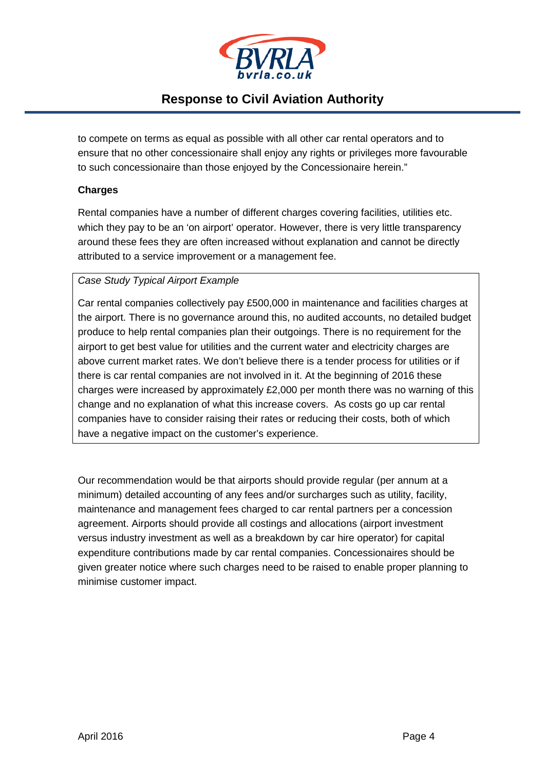to compete on terms as equal as possible with all other car rental operators and to ensure that no other concessionaire shall enjoy any rights or privileges more favourable to such concessionaire than those enjoyed by the Concessionaire herein."

**Charges**

Rental companies have a number of different charges covering facilities, utilities etc. which they pay to be an 'on airport' operator. However, there is very little transparency around these fees they are often increased without explanation and cannot be directly attributed to a service improvement or a management fee.

> *Case Study Typical Airport Example*
>
> Car rental companies collectively pay £500,000 in maintenance and facilities charges at the airport. There is no governance around this, no audited accounts, no detailed budget produce to help rental companies plan their outgoings. There is no requirement for the airport to get best value for utilities and the current water and electricity charges are above current market rates. We don't believe there is a tender process for utilities or if there is car rental companies are not involved in it. At the beginning of 2016 these charges were increased by approximately £2,000 per month there was no warning of this change and no explanation of what this increase covers. As costs go up car rental companies have to consider raising their rates or reducing their costs, both of which have a negative impact on the customer's experience.

Our recommendation would be that airports should provide regular (per annum at a minimum) detailed accounting of any fees and/or surcharges such as utility, facility, maintenance and management fees charged to car rental partners per a concession agreement. Airports should provide all costings and allocations (airport investment versus industry investment as well as a breakdown by car hire operator) for capital expenditure contributions made by car rental companies. Concessionaires should be given greater notice where such charges need to be raised to enable proper planning to minimise customer impact.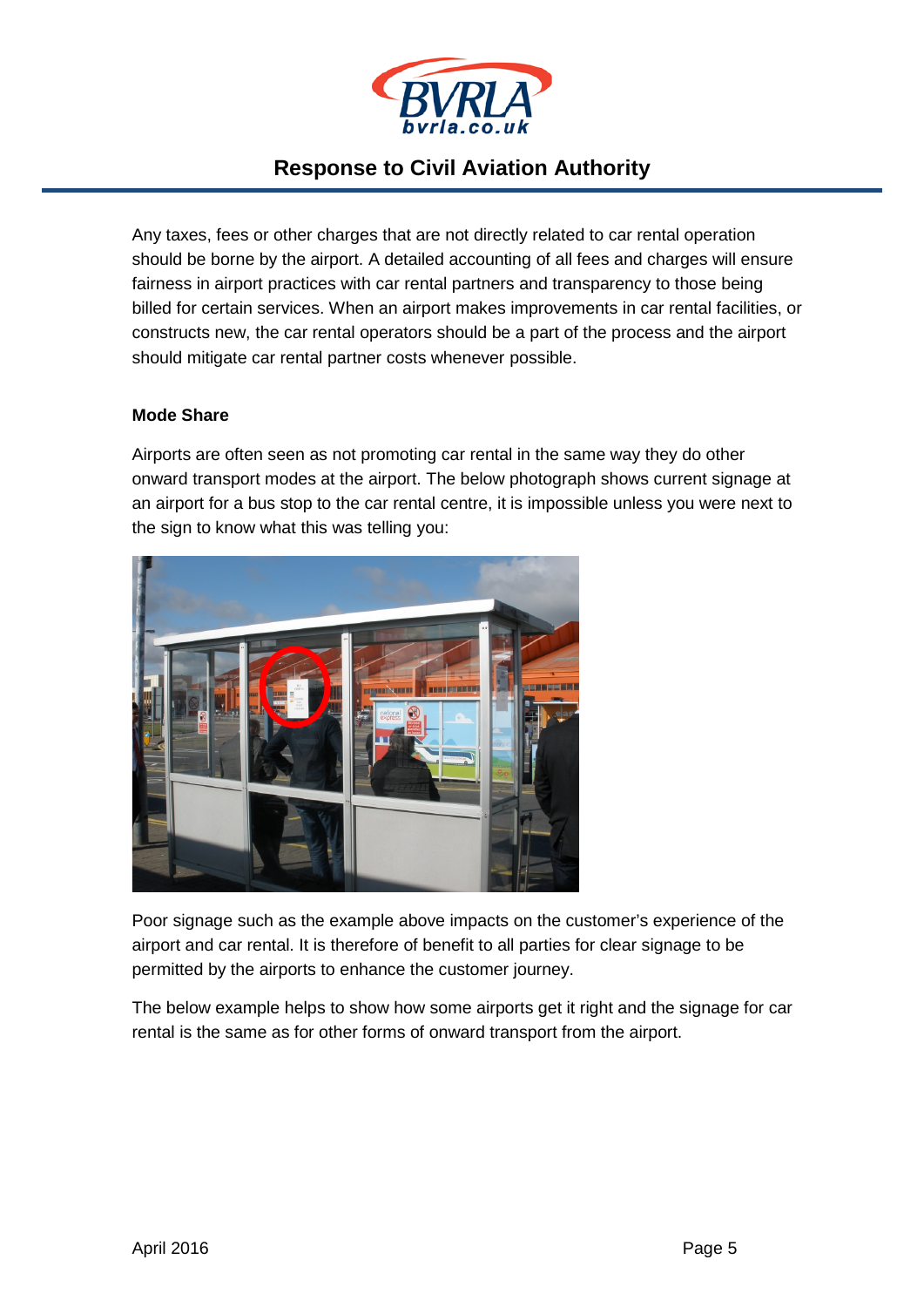Any taxes, fees or other charges that are not directly related to car rental operation should be borne by the airport. A detailed accounting of all fees and charges will ensure fairness in airport practices with car rental partners and transparency to those being billed for certain services. When an airport makes improvements in car rental facilities, or constructs new, the car rental operators should be a part of the process and the airport should mitigate car rental partner costs whenever possible.

**Mode Share**

Airports are often seen as not promoting car rental in the same way they do other onward transport modes at the airport. The below photograph shows current signage at an airport for a bus stop to the car rental centre, it is impossible unless you were next to the sign to know what this was telling you:

Poor signage such as the example above impacts on the customer's experience of the airport and car rental. It is therefore of benefit to all parties for clear signage to be permitted by the airports to enhance the customer journey.

The below example helps to show how some airports get it right and the signage for car rental is the same as for other forms of onward transport from the airport.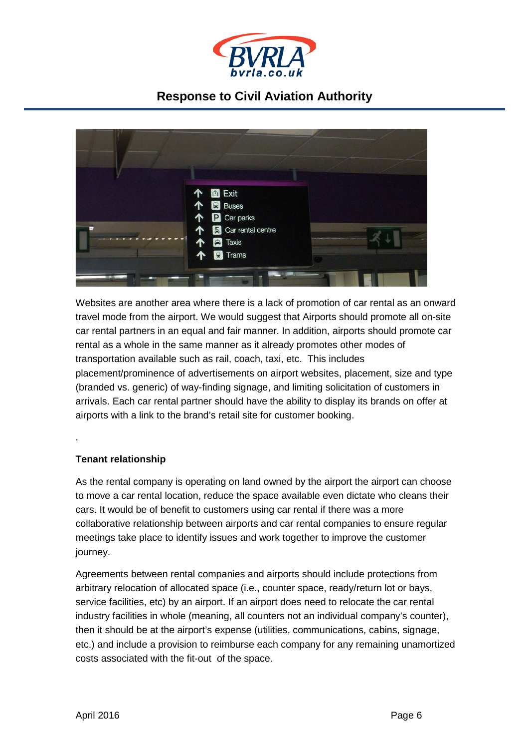Websites are another area where there is a lack of promotion of car rental as an onward travel mode from the airport. We would suggest that Airports should promote all on-site car rental partners in an equal and fair manner. In addition, airports should promote car rental as a whole in the same manner as it already promotes other modes of transportation available such as rail, coach, taxi, etc. This includes placement/prominence of advertisements on airport websites, placement, size and type (branded vs. generic) of way-finding signage, and limiting solicitation of customers in arrivals. Each car rental partner should have the ability to display its brands on offer at airports with a link to the brand's retail site for customer booking.

.

**Tenant relationship**

As the rental company is operating on land owned by the airport the airport can choose to move a car rental location, reduce the space available even dictate who cleans their cars. It would be of benefit to customers using car rental if there was a more collaborative relationship between airports and car rental companies to ensure regular meetings take place to identify issues and work together to improve the customer journey.

Agreements between rental companies and airports should include protections from arbitrary relocation of allocated space (i.e., counter space, ready/return lot or bays, service facilities, etc) by an airport. If an airport does need to relocate the car rental industry facilities in whole (meaning, all counters not an individual company's counter), then it should be at the airport's expense (utilities, communications, cabins, signage, etc.) and include a provision to reimburse each company for any remaining unamortized costs associated with the fit-out of the space.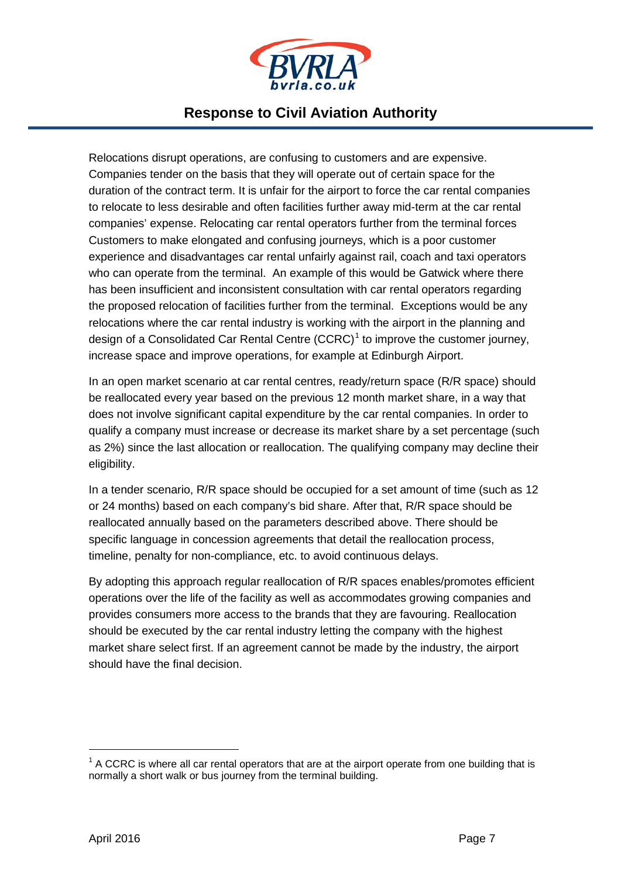Relocations disrupt operations, are confusing to customers and are expensive. Companies tender on the basis that they will operate out of certain space for the duration of the contract term. It is unfair for the airport to force the car rental companies to relocate to less desirable and often facilities further away mid-term at the car rental companies' expense. Relocating car rental operators further from the terminal forces Customers to make elongated and confusing journeys, which is a poor customer experience and disadvantages car rental unfairly against rail, coach and taxi operators who can operate from the terminal. An example of this would be Gatwick where there has been insufficient and inconsistent consultation with car rental operators regarding the proposed relocation of facilities further from the terminal. Exceptions would be any relocations where the car rental industry is working with the airport in the planning and design of a Consolidated Car Rental Centre (CCRC)[1] to improve the customer journey, increase space and improve operations, for example at Edinburgh Airport.

In an open market scenario at car rental centres, ready/return space (R/R space) should be reallocated every year based on the previous 12 month market share, in a way that does not involve significant capital expenditure by the car rental companies. In order to qualify a company must increase or decrease its market share by a set percentage (such as 2%) since the last allocation or reallocation. The qualifying company may decline their eligibility.

In a tender scenario, R/R space should be occupied for a set amount of time (such as 12 or 24 months) based on each company's bid share. After that, R/R space should be reallocated annually based on the parameters described above. There should be specific language in concession agreements that detail the reallocation process, timeline, penalty for non-compliance, etc. to avoid continuous delays.

By adopting this approach regular reallocation of R/R spaces enables/promotes efficient operations over the life of the facility as well as accommodates growing companies and provides consumers more access to the brands that they are favouring. Reallocation should be executed by the car rental industry letting the company with the highest market share select first. If an agreement cannot be made by the industry, the airport should have the final decision.

---

[1] A CCRC is where all car rental operators that are at the airport operate from one building that is normally a short walk or bus journey from the terminal building.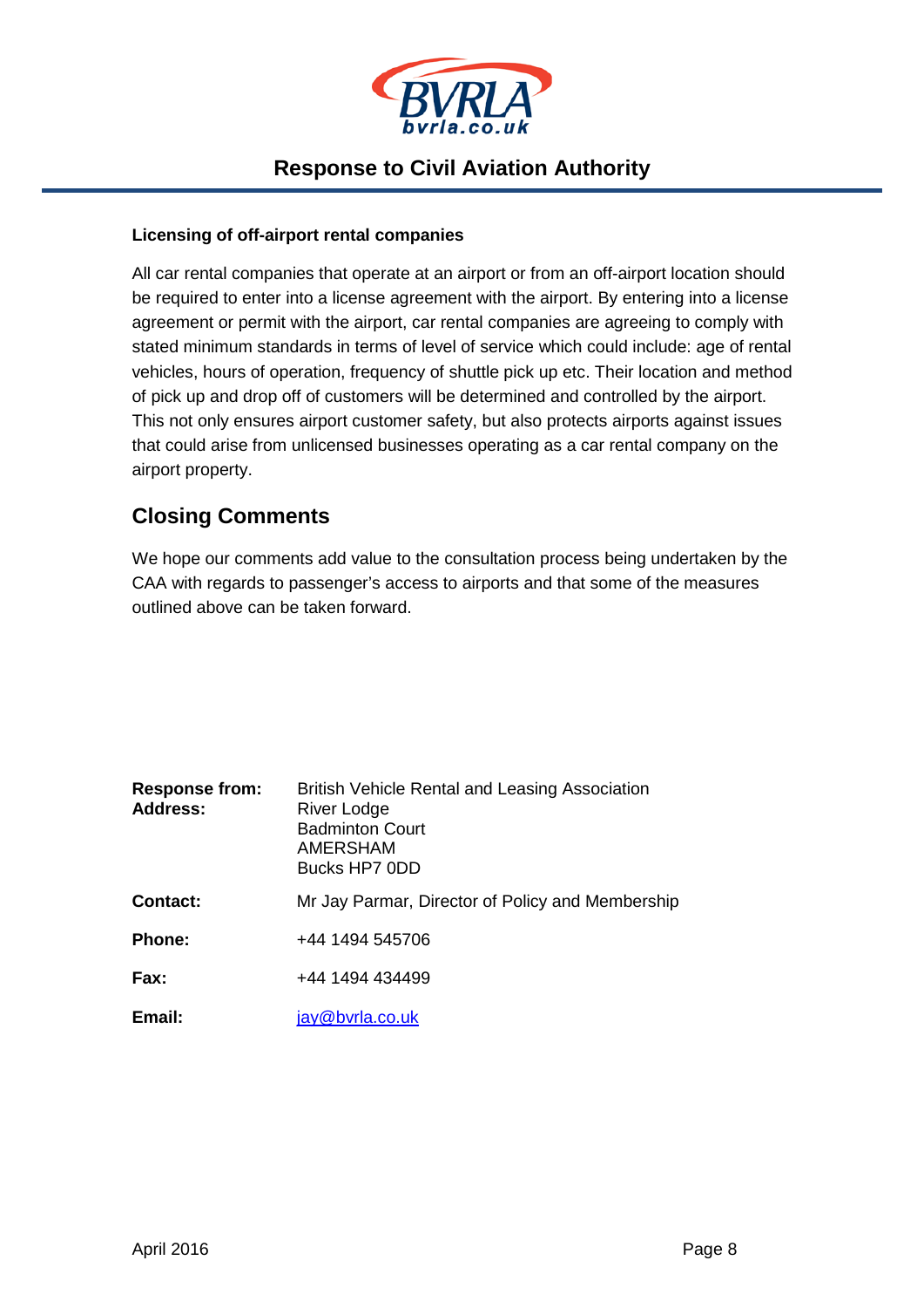**Licensing of off-airport rental companies**

All car rental companies that operate at an airport or from an off-airport location should be required to enter into a license agreement with the airport. By entering into a license agreement or permit with the airport, car rental companies are agreeing to comply with stated minimum standards in terms of level of service which could include: age of rental vehicles, hours of operation, frequency of shuttle pick up etc. Their location and method of pick up and drop off of customers will be determined and controlled by the airport. This not only ensures airport customer safety, but also protects airports against issues that could arise from unlicensed businesses operating as a car rental company on the airport property.

## Closing Comments

We hope our comments add value to the consultation process being undertaken by the CAA with regards to passenger's access to airports and that some of the measures outlined above can be taken forward.

| | |
|---|---|
| **Response from:** | British Vehicle Rental and Leasing Association |
| **Address:** | River Lodge<br>Badminton Court<br>AMERSHAM<br>Bucks HP7 0DD |
| **Contact:** | Mr Jay Parmar, Director of Policy and Membership |
| **Phone:** | +44 1494 545706 |
| **Fax:** | +44 1494 434499 |
| **Email:** | jay@bvrla.co.uk |